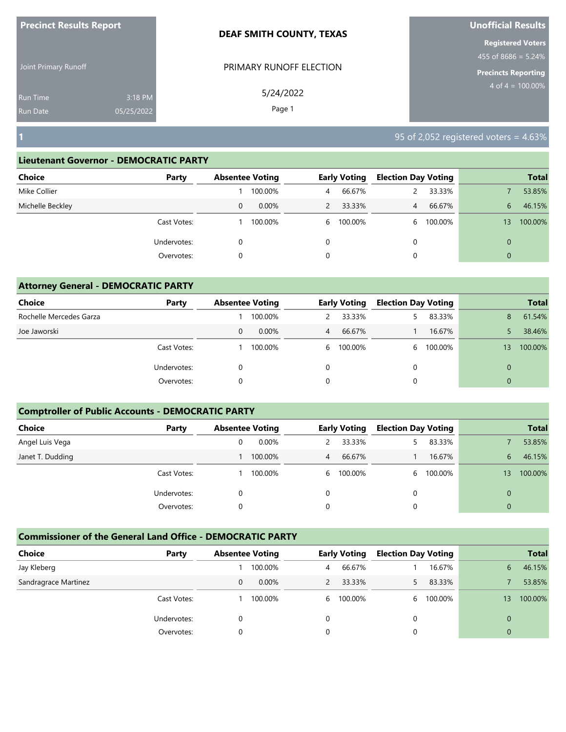**Precinct Results Report**

Joint Primary Runoff

Run Time 3:18 PM
Run Date 05/25/2022

**DEAF SMITH COUNTY, TEXAS**

PRIMARY RUNOFF ELECTION

5/24/2022

**Unofficial Results**

**Registered Voters**
455 of 8686 = 5.24%

**Precincts Reporting**
4 of 4 = 100.00%

## 1

95 of 2,052 registered voters = 4.63%

### Lieutenant Governor - DEMOCRATIC PARTY

| Choice | Party | Absentee Voting | | Early Voting | | Election Day Voting | | Total | |
|---|---|---|---|---|---|---|---|---|---|
| Mike Collier | | 1 | 100.00% | 4 | 66.67% | 2 | 33.33% | 7 | 53.85% |
| Michelle Beckley | | 0 | 0.00% | 2 | 33.33% | 4 | 66.67% | 6 | 46.15% |
| | Cast Votes: | 1 | 100.00% | 6 | 100.00% | 6 | 100.00% | 13 | 100.00% |
| | Undervotes: | 0 | | 0 | | 0 | | 0 | |
| | Overvotes: | 0 | | 0 | | 0 | | 0 | |

### Attorney General - DEMOCRATIC PARTY

| Choice | Party | Absentee Voting | | Early Voting | | Election Day Voting | | Total | |
|---|---|---|---|---|---|---|---|---|---|
| Rochelle Mercedes Garza | | 1 | 100.00% | 2 | 33.33% | 5 | 83.33% | 8 | 61.54% |
| Joe Jaworski | | 0 | 0.00% | 4 | 66.67% | 1 | 16.67% | 5 | 38.46% |
| | Cast Votes: | 1 | 100.00% | 6 | 100.00% | 6 | 100.00% | 13 | 100.00% |
| | Undervotes: | 0 | | 0 | | 0 | | 0 | |
| | Overvotes: | 0 | | 0 | | 0 | | 0 | |

### Comptroller of Public Accounts - DEMOCRATIC PARTY

| Choice | Party | Absentee Voting | | Early Voting | | Election Day Voting | | Total | |
|---|---|---|---|---|---|---|---|---|---|
| Angel Luis Vega | | 0 | 0.00% | 2 | 33.33% | 5 | 83.33% | 7 | 53.85% |
| Janet T. Dudding | | 1 | 100.00% | 4 | 66.67% | 1 | 16.67% | 6 | 46.15% |
| | Cast Votes: | 1 | 100.00% | 6 | 100.00% | 6 | 100.00% | 13 | 100.00% |
| | Undervotes: | 0 | | 0 | | 0 | | 0 | |
| | Overvotes: | 0 | | 0 | | 0 | | 0 | |

### Commissioner of the General Land Office - DEMOCRATIC PARTY

| Choice | Party | Absentee Voting | | Early Voting | | Election Day Voting | | Total | |
|---|---|---|---|---|---|---|---|---|---|
| Jay Kleberg | | 1 | 100.00% | 4 | 66.67% | 1 | 16.67% | 6 | 46.15% |
| Sandragrace Martinez | | 0 | 0.00% | 2 | 33.33% | 5 | 83.33% | 7 | 53.85% |
| | Cast Votes: | 1 | 100.00% | 6 | 100.00% | 6 | 100.00% | 13 | 100.00% |
| | Undervotes: | 0 | | 0 | | 0 | | 0 | |
| | Overvotes: | 0 | | 0 | | 0 | | 0 | |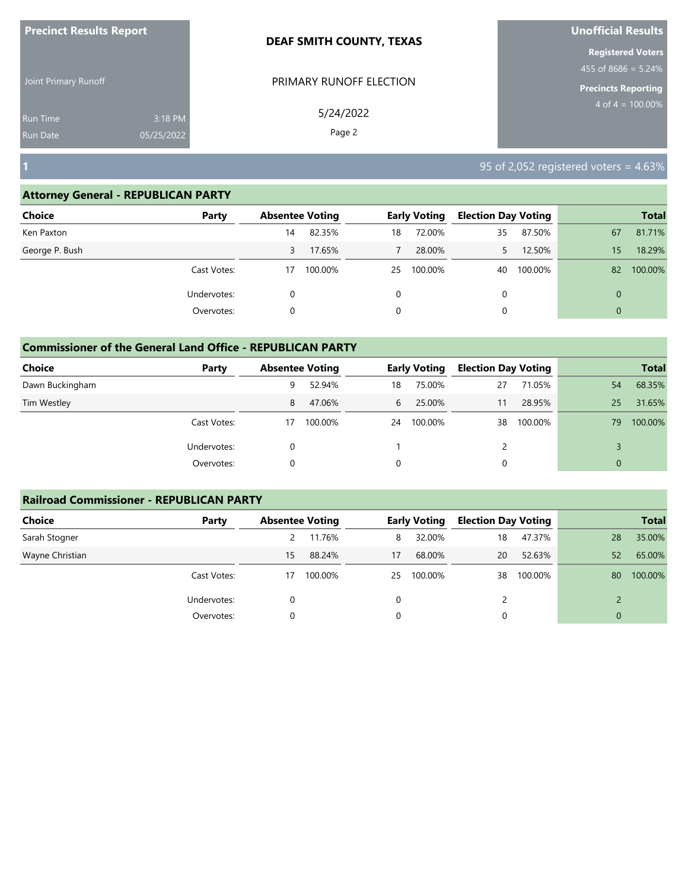# Precinct Results Report

**DEAF SMITH COUNTY, TEXAS**

Joint Primary Runoff

PRIMARY RUNOFF ELECTION

5/24/2022

Run Time 3:18 PM
Run Date 05/25/2022

**Unofficial Results**

**Registered Voters**
455 of 8686 = 5.24%

**Precincts Reporting**
4 of 4 = 100.00%

## 1

95 of 2,052 registered voters = 4.63%

### Attorney General - REPUBLICAN PARTY

| Choice | Party | Absentee Voting | | Early Voting | | Election Day Voting | | Total | |
|---|---|---|---|---|---|---|---|---|---|
| Ken Paxton | | 14 | 82.35% | 18 | 72.00% | 35 | 87.50% | 67 | 81.71% |
| George P. Bush | | 3 | 17.65% | 7 | 28.00% | 5 | 12.50% | 15 | 18.29% |
| | Cast Votes: | 17 | 100.00% | 25 | 100.00% | 40 | 100.00% | 82 | 100.00% |
| | Undervotes: | 0 | | 0 | | 0 | | 0 | |
| | Overvotes: | 0 | | 0 | | 0 | | 0 | |

### Commissioner of the General Land Office - REPUBLICAN PARTY

| Choice | Party | Absentee Voting | | Early Voting | | Election Day Voting | | Total | |
|---|---|---|---|---|---|---|---|---|---|
| Dawn Buckingham | | 9 | 52.94% | 18 | 75.00% | 27 | 71.05% | 54 | 68.35% |
| Tim Westley | | 8 | 47.06% | 6 | 25.00% | 11 | 28.95% | 25 | 31.65% |
| | Cast Votes: | 17 | 100.00% | 24 | 100.00% | 38 | 100.00% | 79 | 100.00% |
| | Undervotes: | 0 | | 1 | | 2 | | 3 | |
| | Overvotes: | 0 | | 0 | | 0 | | 0 | |

### Railroad Commissioner - REPUBLICAN PARTY

| Choice | Party | Absentee Voting | | Early Voting | | Election Day Voting | | Total | |
|---|---|---|---|---|---|---|---|---|---|
| Sarah Stogner | | 2 | 11.76% | 8 | 32.00% | 18 | 47.37% | 28 | 35.00% |
| Wayne Christian | | 15 | 88.24% | 17 | 68.00% | 20 | 52.63% | 52 | 65.00% |
| | Cast Votes: | 17 | 100.00% | 25 | 100.00% | 38 | 100.00% | 80 | 100.00% |
| | Undervotes: | 0 | | 0 | | 2 | | 2 | |
| | Overvotes: | 0 | | 0 | | 0 | | 0 | |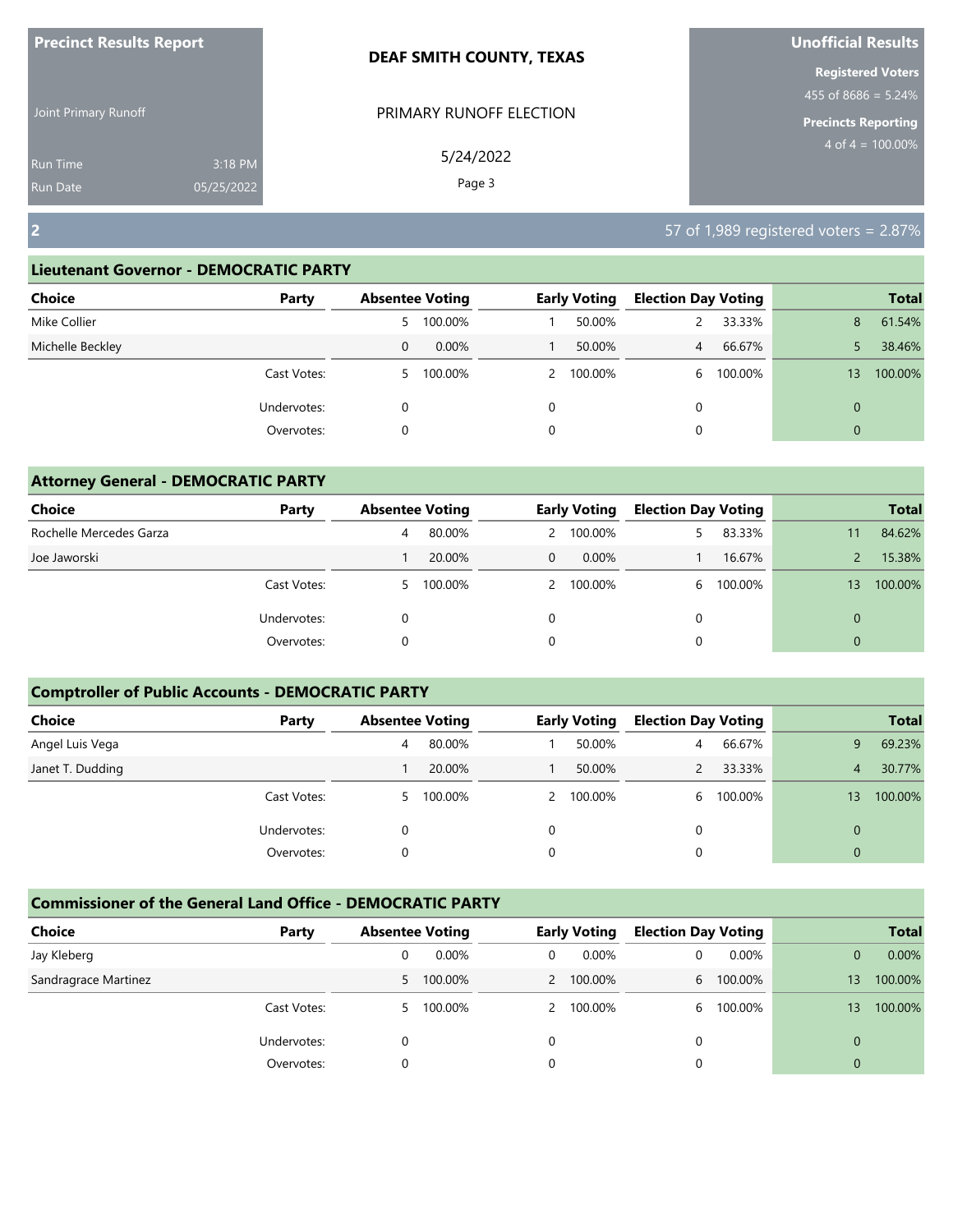**Precinct Results Report**

Joint Primary Runoff

Run Time 3:18 PM
Run Date 05/25/2022

**DEAF SMITH COUNTY, TEXAS**

PRIMARY RUNOFF ELECTION

5/24/2022

**Unofficial Results**

**Registered Voters**
455 of 8686 = 5.24%

**Precincts Reporting**
4 of 4 = 100.00%

## 2

57 of 1,989 registered voters = 2.87%

### Lieutenant Governor - DEMOCRATIC PARTY

| Choice | Party | Absentee Voting | | Early Voting | | Election Day Voting | | Total | |
|---|---|---|---|---|---|---|---|---|---|
| Mike Collier | | 5 | 100.00% | 1 | 50.00% | 2 | 33.33% | 8 | 61.54% |
| Michelle Beckley | | 0 | 0.00% | 1 | 50.00% | 4 | 66.67% | 5 | 38.46% |
| | Cast Votes: | 5 | 100.00% | 2 | 100.00% | 6 | 100.00% | 13 | 100.00% |
| | Undervotes: | 0 | | 0 | | 0 | | 0 | |
| | Overvotes: | 0 | | 0 | | 0 | | 0 | |

### Attorney General - DEMOCRATIC PARTY

| Choice | Party | Absentee Voting | | Early Voting | | Election Day Voting | | Total | |
|---|---|---|---|---|---|---|---|---|---|
| Rochelle Mercedes Garza | | 4 | 80.00% | 2 | 100.00% | 5 | 83.33% | 11 | 84.62% |
| Joe Jaworski | | 1 | 20.00% | 0 | 0.00% | 1 | 16.67% | 2 | 15.38% |
| | Cast Votes: | 5 | 100.00% | 2 | 100.00% | 6 | 100.00% | 13 | 100.00% |
| | Undervotes: | 0 | | 0 | | 0 | | 0 | |
| | Overvotes: | 0 | | 0 | | 0 | | 0 | |

### Comptroller of Public Accounts - DEMOCRATIC PARTY

| Choice | Party | Absentee Voting | | Early Voting | | Election Day Voting | | Total | |
|---|---|---|---|---|---|---|---|---|---|
| Angel Luis Vega | | 4 | 80.00% | 1 | 50.00% | 4 | 66.67% | 9 | 69.23% |
| Janet T. Dudding | | 1 | 20.00% | 1 | 50.00% | 2 | 33.33% | 4 | 30.77% |
| | Cast Votes: | 5 | 100.00% | 2 | 100.00% | 6 | 100.00% | 13 | 100.00% |
| | Undervotes: | 0 | | 0 | | 0 | | 0 | |
| | Overvotes: | 0 | | 0 | | 0 | | 0 | |

### Commissioner of the General Land Office - DEMOCRATIC PARTY

| Choice | Party | Absentee Voting | | Early Voting | | Election Day Voting | | Total | |
|---|---|---|---|---|---|---|---|---|---|
| Jay Kleberg | | 0 | 0.00% | 0 | 0.00% | 0 | 0.00% | 0 | 0.00% |
| Sandragrace Martinez | | 5 | 100.00% | 2 | 100.00% | 6 | 100.00% | 13 | 100.00% |
| | Cast Votes: | 5 | 100.00% | 2 | 100.00% | 6 | 100.00% | 13 | 100.00% |
| | Undervotes: | 0 | | 0 | | 0 | | 0 | |
| | Overvotes: | 0 | | 0 | | 0 | | 0 | |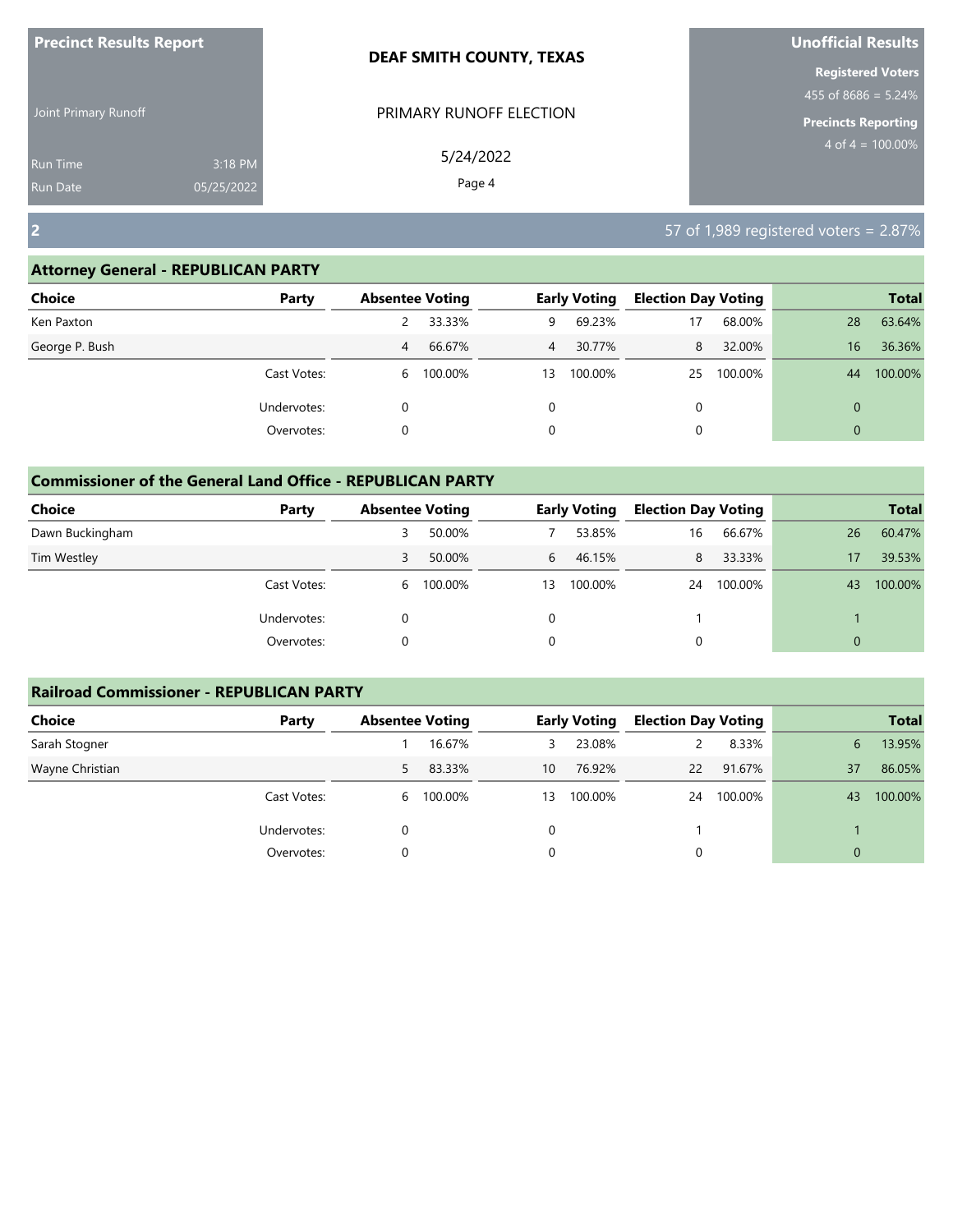**Precinct Results Report**

Joint Primary Runoff

Run Time 3:18 PM
Run Date 05/25/2022

**DEAF SMITH COUNTY, TEXAS**

PRIMARY RUNOFF ELECTION

5/24/2022

**Unofficial Results**

**Registered Voters**
455 of 8686 = 5.24%

**Precincts Reporting**
4 of 4 = 100.00%

## 2

57 of 1,989 registered voters = 2.87%

### Attorney General - REPUBLICAN PARTY

| Choice | Party | Absentee Voting | | Early Voting | | Election Day Voting | | Total | |
|---|---|---|---|---|---|---|---|---|---|
| Ken Paxton | | 2 | 33.33% | 9 | 69.23% | 17 | 68.00% | 28 | 63.64% |
| George P. Bush | | 4 | 66.67% | 4 | 30.77% | 8 | 32.00% | 16 | 36.36% |
| | Cast Votes: | 6 | 100.00% | 13 | 100.00% | 25 | 100.00% | 44 | 100.00% |
| | Undervotes: | 0 | | 0 | | 0 | | 0 | |
| | Overvotes: | 0 | | 0 | | 0 | | 0 | |

### Commissioner of the General Land Office - REPUBLICAN PARTY

| Choice | Party | Absentee Voting | | Early Voting | | Election Day Voting | | Total | |
|---|---|---|---|---|---|---|---|---|---|
| Dawn Buckingham | | 3 | 50.00% | 7 | 53.85% | 16 | 66.67% | 26 | 60.47% |
| Tim Westley | | 3 | 50.00% | 6 | 46.15% | 8 | 33.33% | 17 | 39.53% |
| | Cast Votes: | 6 | 100.00% | 13 | 100.00% | 24 | 100.00% | 43 | 100.00% |
| | Undervotes: | 0 | | 0 | | 1 | | 1 | |
| | Overvotes: | 0 | | 0 | | 0 | | 0 | |

### Railroad Commissioner - REPUBLICAN PARTY

| Choice | Party | Absentee Voting | | Early Voting | | Election Day Voting | | Total | |
|---|---|---|---|---|---|---|---|---|---|
| Sarah Stogner | | 1 | 16.67% | 3 | 23.08% | 2 | 8.33% | 6 | 13.95% |
| Wayne Christian | | 5 | 83.33% | 10 | 76.92% | 22 | 91.67% | 37 | 86.05% |
| | Cast Votes: | 6 | 100.00% | 13 | 100.00% | 24 | 100.00% | 43 | 100.00% |
| | Undervotes: | 0 | | 0 | | 1 | | 1 | |
| | Overvotes: | 0 | | 0 | | 0 | | 0 | |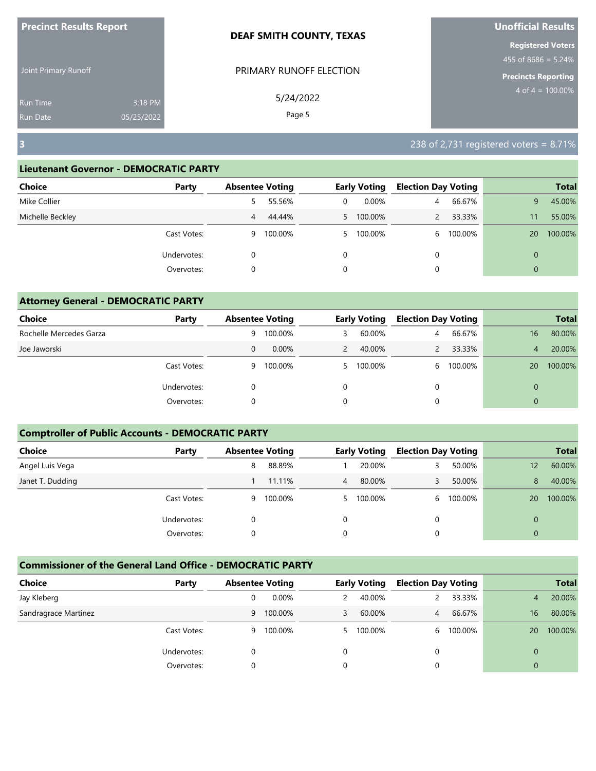**Precinct Results Report**

Joint Primary Runoff

Run Time 3:18 PM
Run Date 05/25/2022

**DEAF SMITH COUNTY, TEXAS**

PRIMARY RUNOFF ELECTION

5/24/2022

**Unofficial Results**

**Registered Voters**
455 of 8686 = 5.24%

**Precincts Reporting**
4 of 4 = 100.00%

## 3

238 of 2,731 registered voters = 8.71%

### Lieutenant Governor - DEMOCRATIC PARTY

| Choice | Party | Absentee Voting | | Early Voting | | Election Day Voting | | Total | |
|---|---|---|---|---|---|---|---|---|---|
| Mike Collier | | 5 | 55.56% | 0 | 0.00% | 4 | 66.67% | 9 | 45.00% |
| Michelle Beckley | | 4 | 44.44% | 5 | 100.00% | 2 | 33.33% | 11 | 55.00% |
| | Cast Votes: | 9 | 100.00% | 5 | 100.00% | 6 | 100.00% | 20 | 100.00% |
| | Undervotes: | 0 | | 0 | | 0 | | 0 | |
| | Overvotes: | 0 | | 0 | | 0 | | 0 | |

### Attorney General - DEMOCRATIC PARTY

| Choice | Party | Absentee Voting | | Early Voting | | Election Day Voting | | Total | |
|---|---|---|---|---|---|---|---|---|---|
| Rochelle Mercedes Garza | | 9 | 100.00% | 3 | 60.00% | 4 | 66.67% | 16 | 80.00% |
| Joe Jaworski | | 0 | 0.00% | 2 | 40.00% | 2 | 33.33% | 4 | 20.00% |
| | Cast Votes: | 9 | 100.00% | 5 | 100.00% | 6 | 100.00% | 20 | 100.00% |
| | Undervotes: | 0 | | 0 | | 0 | | 0 | |
| | Overvotes: | 0 | | 0 | | 0 | | 0 | |

### Comptroller of Public Accounts - DEMOCRATIC PARTY

| Choice | Party | Absentee Voting | | Early Voting | | Election Day Voting | | Total | |
|---|---|---|---|---|---|---|---|---|---|
| Angel Luis Vega | | 8 | 88.89% | 1 | 20.00% | 3 | 50.00% | 12 | 60.00% |
| Janet T. Dudding | | 1 | 11.11% | 4 | 80.00% | 3 | 50.00% | 8 | 40.00% |
| | Cast Votes: | 9 | 100.00% | 5 | 100.00% | 6 | 100.00% | 20 | 100.00% |
| | Undervotes: | 0 | | 0 | | 0 | | 0 | |
| | Overvotes: | 0 | | 0 | | 0 | | 0 | |

### Commissioner of the General Land Office - DEMOCRATIC PARTY

| Choice | Party | Absentee Voting | | Early Voting | | Election Day Voting | | Total | |
|---|---|---|---|---|---|---|---|---|---|
| Jay Kleberg | | 0 | 0.00% | 2 | 40.00% | 2 | 33.33% | 4 | 20.00% |
| Sandragrace Martinez | | 9 | 100.00% | 3 | 60.00% | 4 | 66.67% | 16 | 80.00% |
| | Cast Votes: | 9 | 100.00% | 5 | 100.00% | 6 | 100.00% | 20 | 100.00% |
| | Undervotes: | 0 | | 0 | | 0 | | 0 | |
| | Overvotes: | 0 | | 0 | | 0 | | 0 | |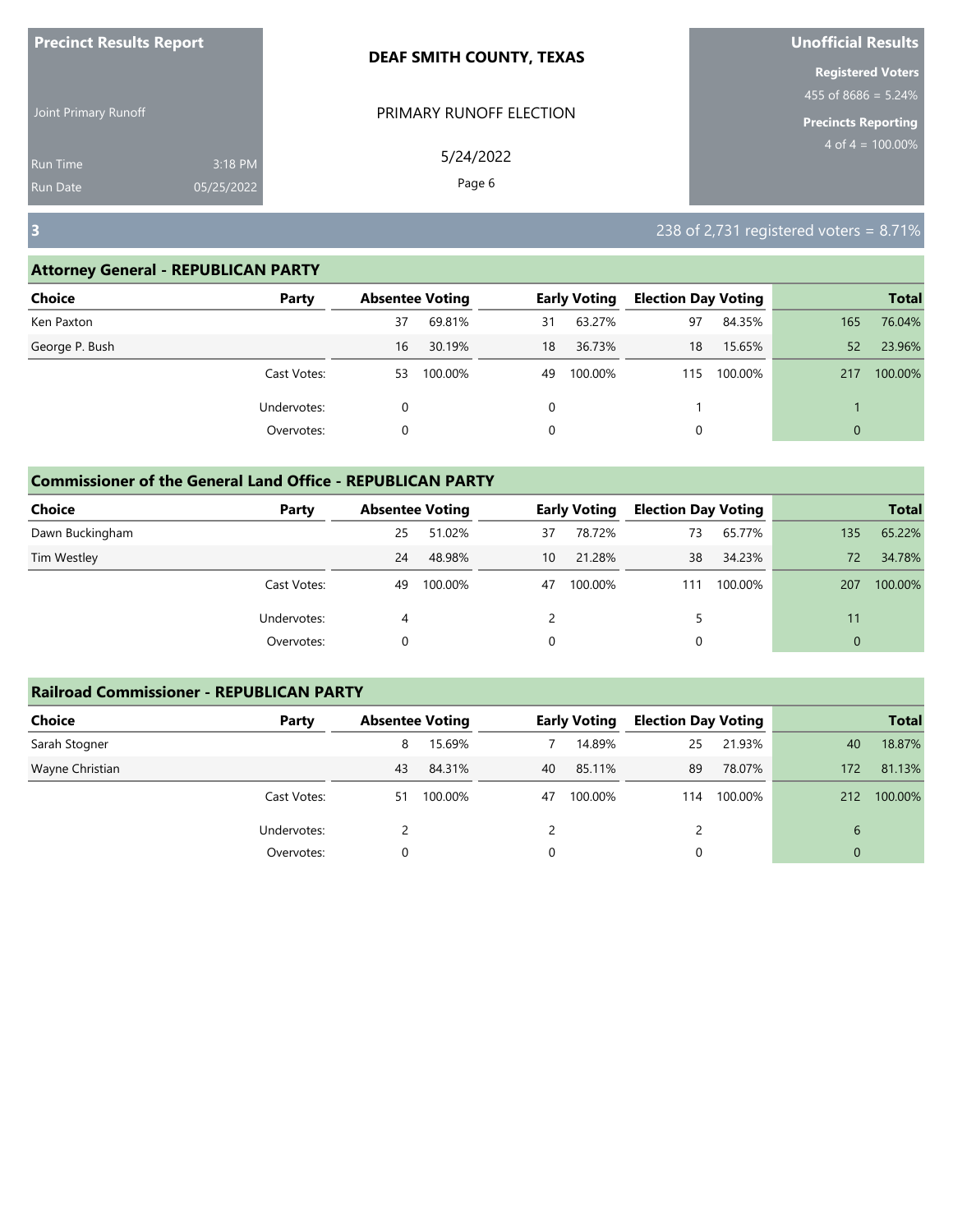**Precinct Results Report**

Joint Primary Runoff

Run Time 3:18 PM

Run Date 05/25/2022

**DEAF SMITH COUNTY, TEXAS**

PRIMARY RUNOFF ELECTION

5/24/2022

**Unofficial Results**

**Registered Voters**

455 of 8686 = 5.24%

**Precincts Reporting**

4 of 4 = 100.00%

## 3

238 of 2,731 registered voters = 8.71%

### Attorney General - REPUBLICAN PARTY

| Choice | Party | Absentee Voting | | Early Voting | | Election Day Voting | | Total | |
|---|---|---|---|---|---|---|---|---|---|
| Ken Paxton | | 37 | 69.81% | 31 | 63.27% | 97 | 84.35% | 165 | 76.04% |
| George P. Bush | | 16 | 30.19% | 18 | 36.73% | 18 | 15.65% | 52 | 23.96% |
| | Cast Votes: | 53 | 100.00% | 49 | 100.00% | 115 | 100.00% | 217 | 100.00% |
| | Undervotes: | 0 | | 0 | | 1 | | 1 | |
| | Overvotes: | 0 | | 0 | | 0 | | 0 | |

### Commissioner of the General Land Office - REPUBLICAN PARTY

| Choice | Party | Absentee Voting | | Early Voting | | Election Day Voting | | Total | |
|---|---|---|---|---|---|---|---|---|---|
| Dawn Buckingham | | 25 | 51.02% | 37 | 78.72% | 73 | 65.77% | 135 | 65.22% |
| Tim Westley | | 24 | 48.98% | 10 | 21.28% | 38 | 34.23% | 72 | 34.78% |
| | Cast Votes: | 49 | 100.00% | 47 | 100.00% | 111 | 100.00% | 207 | 100.00% |
| | Undervotes: | 4 | | 2 | | 5 | | 11 | |
| | Overvotes: | 0 | | 0 | | 0 | | 0 | |

### Railroad Commissioner - REPUBLICAN PARTY

| Choice | Party | Absentee Voting | | Early Voting | | Election Day Voting | | Total | |
|---|---|---|---|---|---|---|---|---|---|
| Sarah Stogner | | 8 | 15.69% | 7 | 14.89% | 25 | 21.93% | 40 | 18.87% |
| Wayne Christian | | 43 | 84.31% | 40 | 85.11% | 89 | 78.07% | 172 | 81.13% |
| | Cast Votes: | 51 | 100.00% | 47 | 100.00% | 114 | 100.00% | 212 | 100.00% |
| | Undervotes: | 2 | | 2 | | 2 | | 6 | |
| | Overvotes: | 0 | | 0 | | 0 | | 0 | |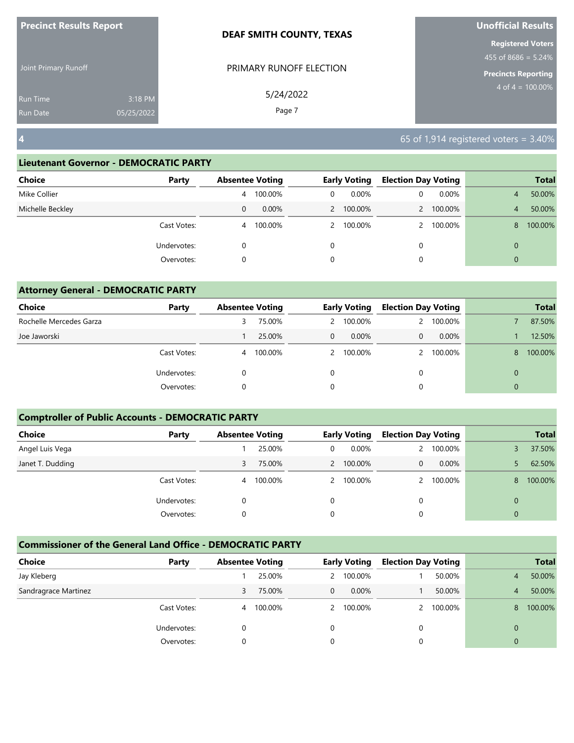**Precinct Results Report**

Joint Primary Runoff

Run Time 3:18 PM
Run Date 05/25/2022

**DEAF SMITH COUNTY, TEXAS**

PRIMARY RUNOFF ELECTION

5/24/2022

**Unofficial Results**

**Registered Voters**
455 of 8686 = 5.24%

**Precincts Reporting**
4 of 4 = 100.00%

## 4

65 of 1,914 registered voters = 3.40%

### Lieutenant Governor - DEMOCRATIC PARTY

| Choice | Party | Absentee Voting | | Early Voting | | Election Day Voting | | Total | |
|---|---|---|---|---|---|---|---|---|---|
| Mike Collier | | 4 | 100.00% | 0 | 0.00% | 0 | 0.00% | 4 | 50.00% |
| Michelle Beckley | | 0 | 0.00% | 2 | 100.00% | 2 | 100.00% | 4 | 50.00% |
| | Cast Votes: | 4 | 100.00% | 2 | 100.00% | 2 | 100.00% | 8 | 100.00% |
| | Undervotes: | 0 | | 0 | | 0 | | 0 | |
| | Overvotes: | 0 | | 0 | | 0 | | 0 | |

### Attorney General - DEMOCRATIC PARTY

| Choice | Party | Absentee Voting | | Early Voting | | Election Day Voting | | Total | |
|---|---|---|---|---|---|---|---|---|---|
| Rochelle Mercedes Garza | | 3 | 75.00% | 2 | 100.00% | 2 | 100.00% | 7 | 87.50% |
| Joe Jaworski | | 1 | 25.00% | 0 | 0.00% | 0 | 0.00% | 1 | 12.50% |
| | Cast Votes: | 4 | 100.00% | 2 | 100.00% | 2 | 100.00% | 8 | 100.00% |
| | Undervotes: | 0 | | 0 | | 0 | | 0 | |
| | Overvotes: | 0 | | 0 | | 0 | | 0 | |

### Comptroller of Public Accounts - DEMOCRATIC PARTY

| Choice | Party | Absentee Voting | | Early Voting | | Election Day Voting | | Total | |
|---|---|---|---|---|---|---|---|---|---|
| Angel Luis Vega | | 1 | 25.00% | 0 | 0.00% | 2 | 100.00% | 3 | 37.50% |
| Janet T. Dudding | | 3 | 75.00% | 2 | 100.00% | 0 | 0.00% | 5 | 62.50% |
| | Cast Votes: | 4 | 100.00% | 2 | 100.00% | 2 | 100.00% | 8 | 100.00% |
| | Undervotes: | 0 | | 0 | | 0 | | 0 | |
| | Overvotes: | 0 | | 0 | | 0 | | 0 | |

### Commissioner of the General Land Office - DEMOCRATIC PARTY

| Choice | Party | Absentee Voting | | Early Voting | | Election Day Voting | | Total | |
|---|---|---|---|---|---|---|---|---|---|
| Jay Kleberg | | 1 | 25.00% | 2 | 100.00% | 1 | 50.00% | 4 | 50.00% |
| Sandragrace Martinez | | 3 | 75.00% | 0 | 0.00% | 1 | 50.00% | 4 | 50.00% |
| | Cast Votes: | 4 | 100.00% | 2 | 100.00% | 2 | 100.00% | 8 | 100.00% |
| | Undervotes: | 0 | | 0 | | 0 | | 0 | |
| | Overvotes: | 0 | | 0 | | 0 | | 0 | |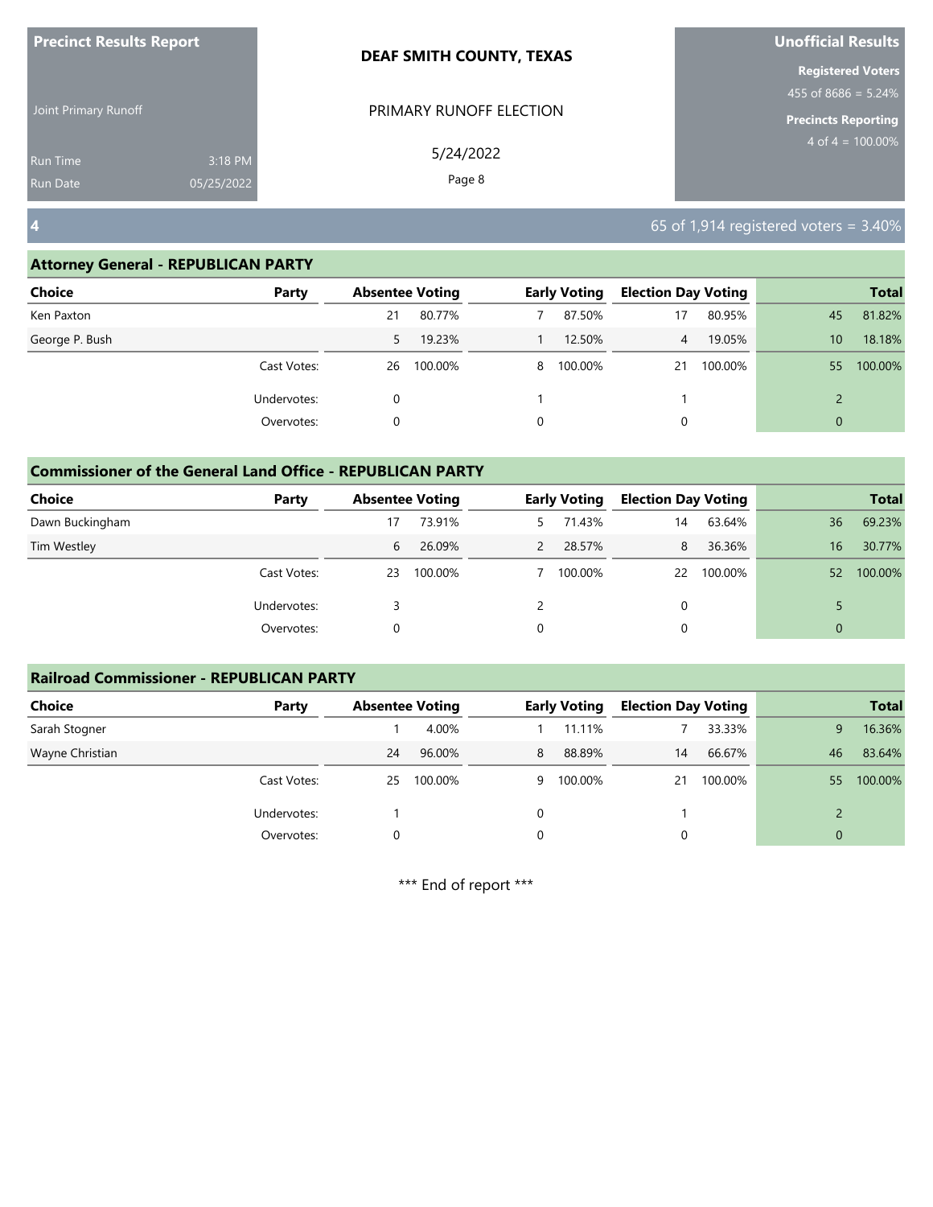**Precinct Results Report**

Joint Primary Runoff

Run Time 3:18 PM

Run Date 05/25/2022

**DEAF SMITH COUNTY, TEXAS**

PRIMARY RUNOFF ELECTION

5/24/2022

**Unofficial Results**

**Registered Voters**

455 of 8686 = 5.24%

**Precincts Reporting**

4 of 4 = 100.00%

## 4

65 of 1,914 registered voters = 3.40%

### Attorney General - REPUBLICAN PARTY

| Choice | Party | Absentee Voting | | Early Voting | | Election Day Voting | | Total | |
|---|---|---|---|---|---|---|---|---|---|
| Ken Paxton | | 21 | 80.77% | 7 | 87.50% | 17 | 80.95% | 45 | 81.82% |
| George P. Bush | | 5 | 19.23% | 1 | 12.50% | 4 | 19.05% | 10 | 18.18% |
| | Cast Votes: | 26 | 100.00% | 8 | 100.00% | 21 | 100.00% | 55 | 100.00% |
| | Undervotes: | 0 | | 1 | | 1 | | 2 | |
| | Overvotes: | 0 | | 0 | | 0 | | 0 | |

### Commissioner of the General Land Office - REPUBLICAN PARTY

| Choice | Party | Absentee Voting | | Early Voting | | Election Day Voting | | Total | |
|---|---|---|---|---|---|---|---|---|---|
| Dawn Buckingham | | 17 | 73.91% | 5 | 71.43% | 14 | 63.64% | 36 | 69.23% |
| Tim Westley | | 6 | 26.09% | 2 | 28.57% | 8 | 36.36% | 16 | 30.77% |
| | Cast Votes: | 23 | 100.00% | 7 | 100.00% | 22 | 100.00% | 52 | 100.00% |
| | Undervotes: | 3 | | 2 | | 0 | | 5 | |
| | Overvotes: | 0 | | 0 | | 0 | | 0 | |

### Railroad Commissioner - REPUBLICAN PARTY

| Choice | Party | Absentee Voting | | Early Voting | | Election Day Voting | | Total | |
|---|---|---|---|---|---|---|---|---|---|
| Sarah Stogner | | 1 | 4.00% | 1 | 11.11% | 7 | 33.33% | 9 | 16.36% |
| Wayne Christian | | 24 | 96.00% | 8 | 88.89% | 14 | 66.67% | 46 | 83.64% |
| | Cast Votes: | 25 | 100.00% | 9 | 100.00% | 21 | 100.00% | 55 | 100.00% |
| | Undervotes: | 1 | | 0 | | 1 | | 2 | |
| | Overvotes: | 0 | | 0 | | 0 | | 0 | |

*** End of report ***